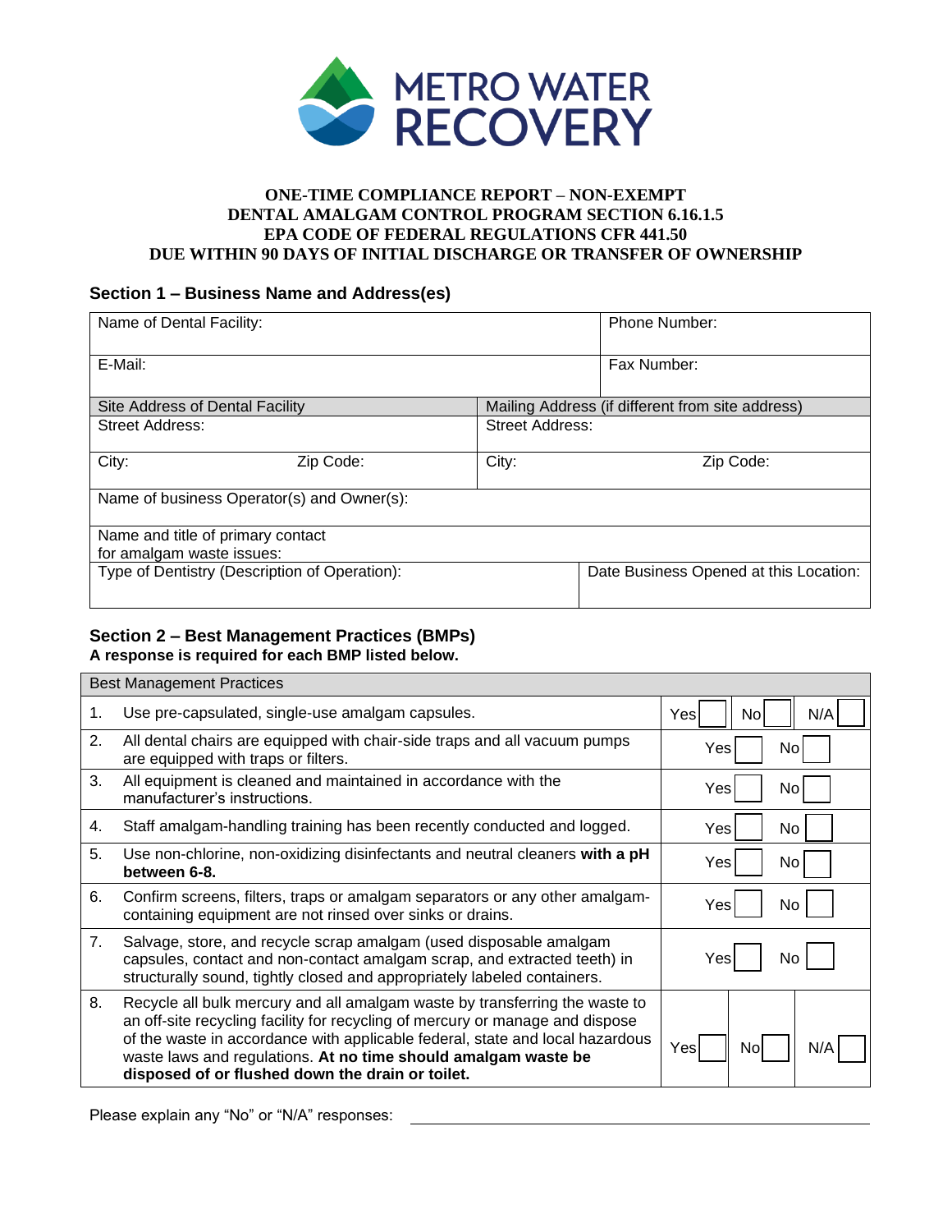METRO WATER RECOVERY

**ONE-TIME COMPLIANCE REPORT – NON-EXEMPT**
**DENTAL AMALGAM CONTROL PROGRAM SECTION 6.16.1.5**
**EPA CODE OF FEDERAL REGULATIONS CFR 441.50**
**DUE WITHIN 90 DAYS OF INITIAL DISCHARGE OR TRANSFER OF OWNERSHIP**

## Section 1 – Business Name and Address(es)

| Name of Dental Facility: | | Phone Number: | |
|---|---|---|---|
| E-Mail: | | Fax Number: | |
| **Site Address of Dental Facility** | | **Mailing Address (if different from site address)** | |
| Street Address: | | Street Address: | |
| City: | Zip Code: | City: | Zip Code: |
| Name of business Operator(s) and Owner(s): | | | |
| Name and title of primary contact for amalgam waste issues: | | | |
| Type of Dentistry (Description of Operation): | | Date Business Opened at this Location: | |

## Section 2 – Best Management Practices (BMPs)

**A response is required for each BMP listed below.**

| | Best Management Practices | | | |
|---|---|---|---|---|
| 1. | Use pre-capsulated, single-use amalgam capsules. | Yes ☐ | No ☐ | N/A ☐ |
| 2. | All dental chairs are equipped with chair-side traps and all vacuum pumps are equipped with traps or filters. | Yes ☐ | No ☐ | |
| 3. | All equipment is cleaned and maintained in accordance with the manufacturer's instructions. | Yes ☐ | No ☐ | |
| 4. | Staff amalgam-handling training has been recently conducted and logged. | Yes ☐ | No ☐ | |
| 5. | Use non-chlorine, non-oxidizing disinfectants and neutral cleaners **with a pH between 6-8.** | Yes ☐ | No ☐ | |
| 6. | Confirm screens, filters, traps or amalgam separators or any other amalgam-containing equipment are not rinsed over sinks or drains. | Yes ☐ | No ☐ | |
| 7. | Salvage, store, and recycle scrap amalgam (used disposable amalgam capsules, contact and non-contact amalgam scrap, and extracted teeth) in structurally sound, tightly closed and appropriately labeled containers. | Yes ☐ | No ☐ | |
| 8. | Recycle all bulk mercury and all amalgam waste by transferring the waste to an off-site recycling facility for recycling of mercury or manage and dispose of the waste in accordance with applicable federal, state and local hazardous waste laws and regulations. **At no time should amalgam waste be disposed of or flushed down the drain or toilet.** | Yes ☐ | No ☐ | N/A ☐ |

Please explain any "No" or "N/A" responses: ______________________________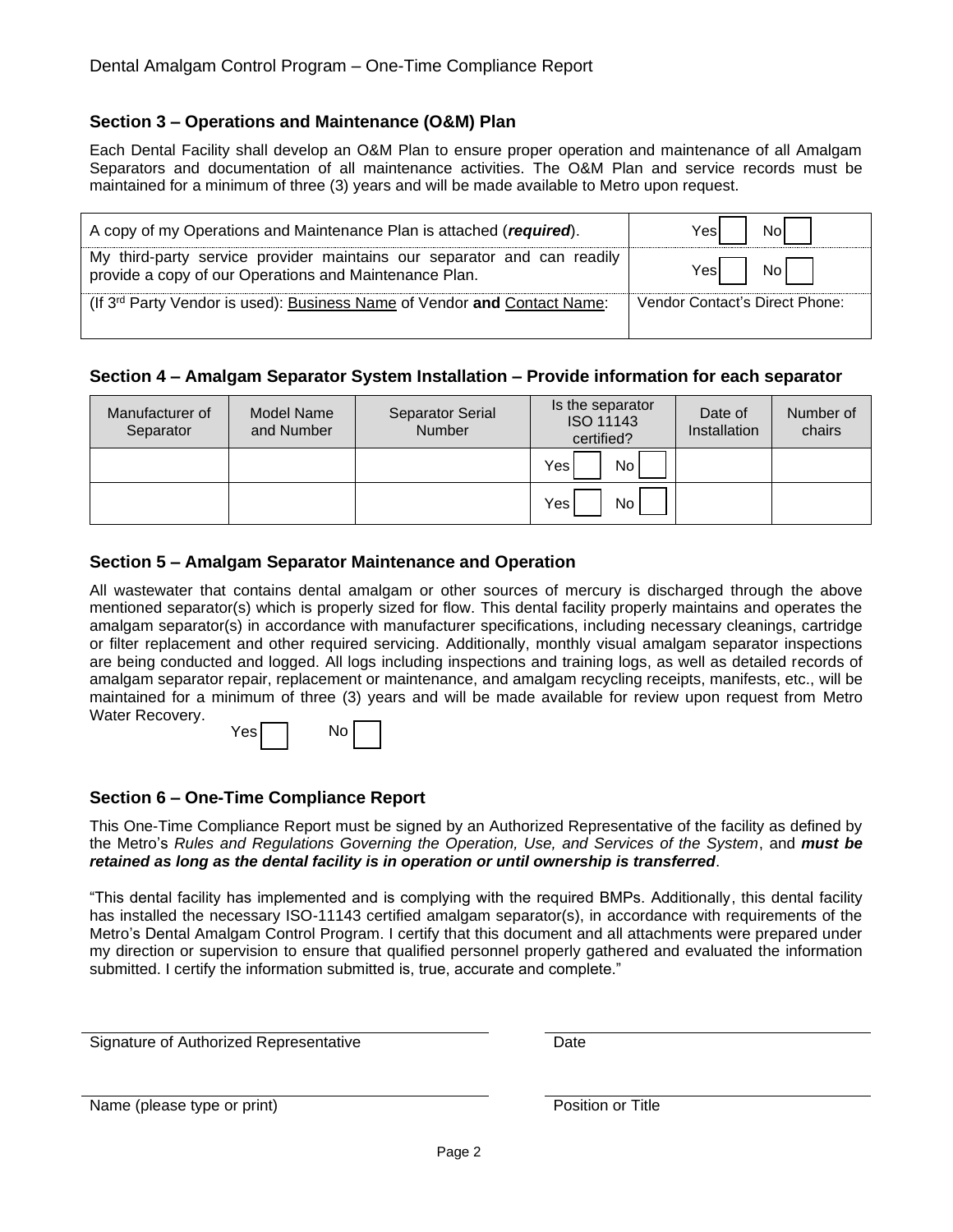## Section 3 – Operations and Maintenance (O&M) Plan

Each Dental Facility shall develop an O&M Plan to ensure proper operation and maintenance of all Amalgam Separators and documentation of all maintenance activities. The O&M Plan and service records must be maintained for a minimum of three (3) years and will be made available to Metro upon request.

| | |
|---|---|
| A copy of my Operations and Maintenance Plan is attached (***required***). | Yes ☐ No ☐ |
| My third-party service provider maintains our separator and can readily provide a copy of our Operations and Maintenance Plan. | Yes ☐ No ☐ |
| (If 3rd Party Vendor is used): Business Name of Vendor **and** Contact Name: | Vendor Contact's Direct Phone: |

## Section 4 – Amalgam Separator System Installation – Provide information for each separator

| Manufacturer of Separator | Model Name and Number | Separator Serial Number | Is the separator ISO 11143 certified? | Date of Installation | Number of chairs |
|---|---|---|---|---|---|
| | | | Yes ☐ No ☐ | | |
| | | | Yes ☐ No ☐ | | |

## Section 5 – Amalgam Separator Maintenance and Operation

All wastewater that contains dental amalgam or other sources of mercury is discharged through the above mentioned separator(s) which is properly sized for flow. This dental facility properly maintains and operates the amalgam separator(s) in accordance with manufacturer specifications, including necessary cleanings, cartridge or filter replacement and other required servicing. Additionally, monthly visual amalgam separator inspections are being conducted and logged. All logs including inspections and training logs, as well as detailed records of amalgam separator repair, replacement or maintenance, and amalgam recycling receipts, manifests, etc., will be maintained for a minimum of three (3) years and will be made available for review upon request from Metro Water Recovery.

Yes ☐ No ☐

## Section 6 – One-Time Compliance Report

This One-Time Compliance Report must be signed by an Authorized Representative of the facility as defined by the Metro's *Rules and Regulations Governing the Operation, Use, and Services of the System*, and ***must be retained as long as the dental facility is in operation or until ownership is transferred***.

"This dental facility has implemented and is complying with the required BMPs. Additionally, this dental facility has installed the necessary ISO-11143 certified amalgam separator(s), in accordance with requirements of the Metro's Dental Amalgam Control Program. I certify that this document and all attachments were prepared under my direction or supervision to ensure that qualified personnel properly gathered and evaluated the information submitted. I certify the information submitted is, true, accurate and complete."

Signature of Authorized Representative ______________________ Date ______________________

Name (please type or print) ______________________ Position or Title ______________________